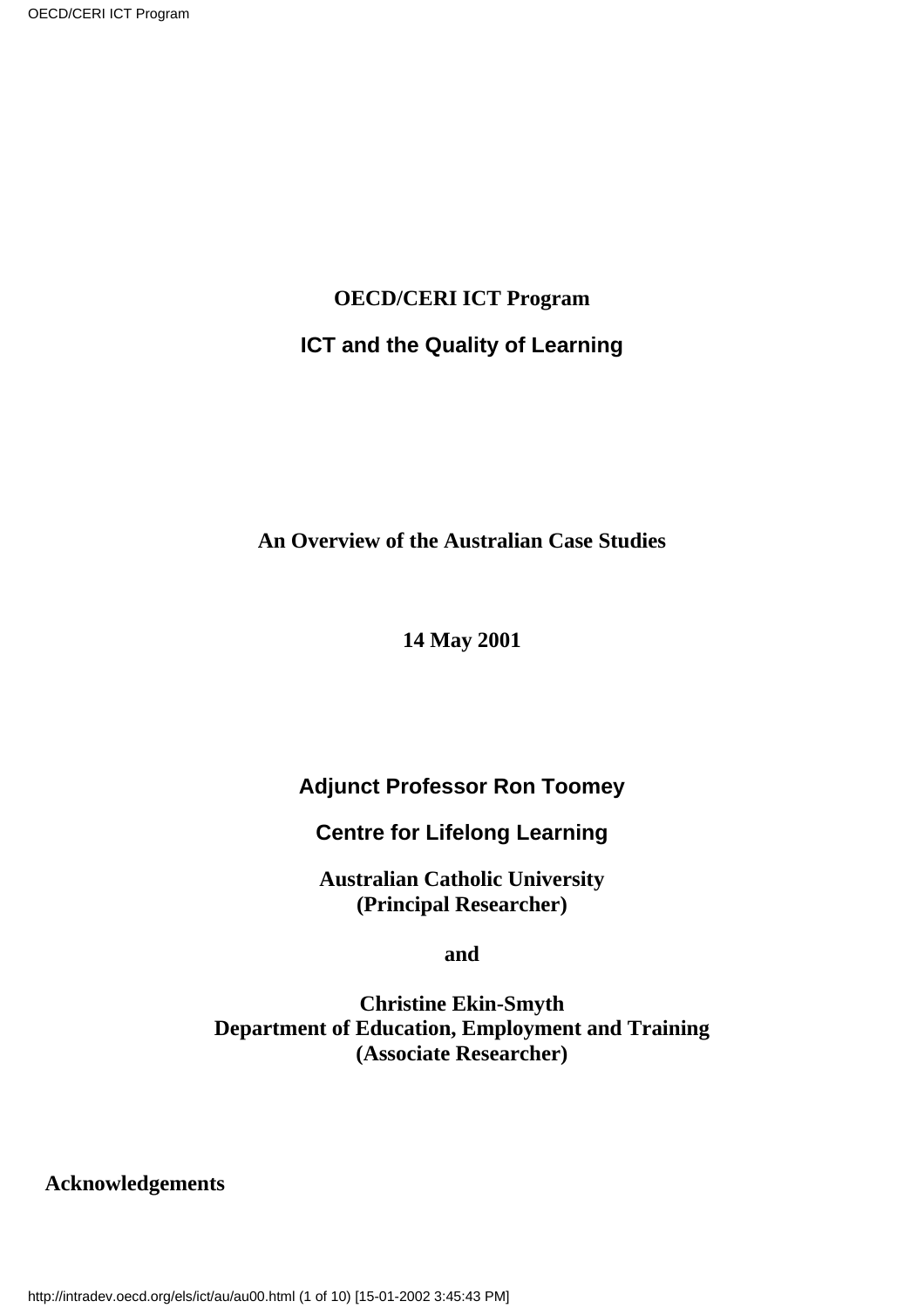# OECD/CERI ICT Program

## ICT and the Quality of Learning

**An Overview of the Australian Case Studies**

**14 May 2001**

**Adjunct Professor Ron Toomey**

**Centre for Lifelong Learning**

**Australian Catholic University**
**(Principal Researcher)**

**and**

**Christine Ekin-Smyth**
**Department of Education, Employment and Training**
**(Associate Researcher)**

## Acknowledgements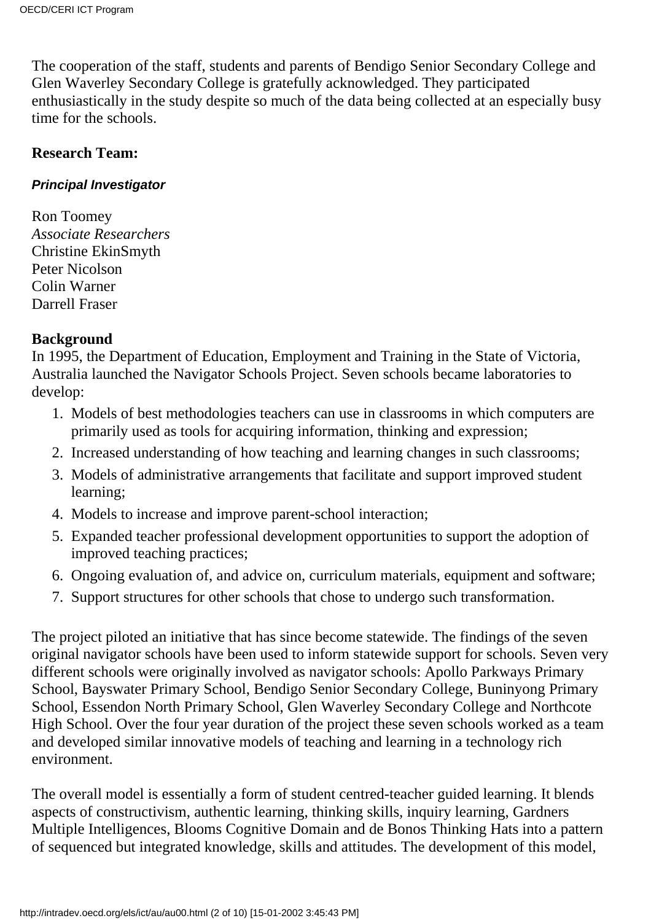The cooperation of the staff, students and parents of Bendigo Senior Secondary College and Glen Waverley Secondary College is gratefully acknowledged. They participated enthusiastically in the study despite so much of the data being collected at an especially busy time for the schools.

**Research Team:**

***Principal Investigator***

Ron Toomey  
*Associate Researchers*  
Christine EkinSmyth  
Peter Nicolson  
Colin Warner  
Darrell Fraser

**Background**

In 1995, the Department of Education, Employment and Training in the State of Victoria, Australia launched the Navigator Schools Project. Seven schools became laboratories to develop:

1. Models of best methodologies teachers can use in classrooms in which computers are primarily used as tools for acquiring information, thinking and expression;
2. Increased understanding of how teaching and learning changes in such classrooms;
3. Models of administrative arrangements that facilitate and support improved student learning;
4. Models to increase and improve parent-school interaction;
5. Expanded teacher professional development opportunities to support the adoption of improved teaching practices;
6. Ongoing evaluation of, and advice on, curriculum materials, equipment and software;
7. Support structures for other schools that chose to undergo such transformation.

The project piloted an initiative that has since become statewide. The findings of the seven original navigator schools have been used to inform statewide support for schools. Seven very different schools were originally involved as navigator schools: Apollo Parkways Primary School, Bayswater Primary School, Bendigo Senior Secondary College, Buninyong Primary School, Essendon North Primary School, Glen Waverley Secondary College and Northcote High School. Over the four year duration of the project these seven schools worked as a team and developed similar innovative models of teaching and learning in a technology rich environment.

The overall model is essentially a form of student centred-teacher guided learning. It blends aspects of constructivism, authentic learning, thinking skills, inquiry learning, Gardners Multiple Intelligences, Blooms Cognitive Domain and de Bonos Thinking Hats into a pattern of sequenced but integrated knowledge, skills and attitudes. The development of this model,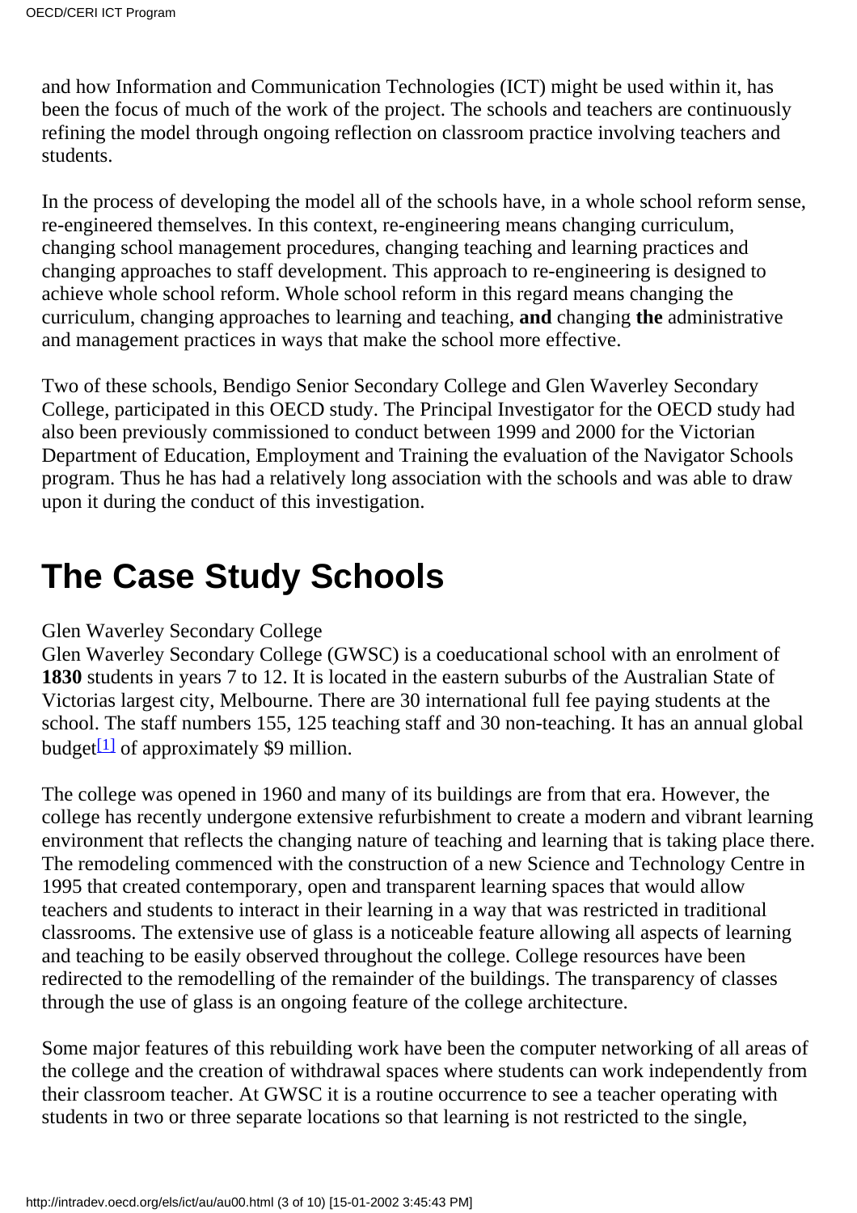and how Information and Communication Technologies (ICT) might be used within it, has been the focus of much of the work of the project. The schools and teachers are continuously refining the model through ongoing reflection on classroom practice involving teachers and students.

In the process of developing the model all of the schools have, in a whole school reform sense, re-engineered themselves. In this context, re-engineering means changing curriculum, changing school management procedures, changing teaching and learning practices and changing approaches to staff development. This approach to re-engineering is designed to achieve whole school reform. Whole school reform in this regard means changing the curriculum, changing approaches to learning and teaching, **and** changing **the** administrative and management practices in ways that make the school more effective.

Two of these schools, Bendigo Senior Secondary College and Glen Waverley Secondary College, participated in this OECD study. The Principal Investigator for the OECD study had also been previously commissioned to conduct between 1999 and 2000 for the Victorian Department of Education, Employment and Training the evaluation of the Navigator Schools program. Thus he has had a relatively long association with the schools and was able to draw upon it during the conduct of this investigation.

# The Case Study Schools

Glen Waverley Secondary College

Glen Waverley Secondary College (GWSC) is a coeducational school with an enrolment of **1830** students in years 7 to 12. It is located in the eastern suburbs of the Australian State of Victorias largest city, Melbourne. There are 30 international full fee paying students at the school. The staff numbers 155, 125 teaching staff and 30 non-teaching. It has an annual global budget[1] of approximately $9 million.

The college was opened in 1960 and many of its buildings are from that era. However, the college has recently undergone extensive refurbishment to create a modern and vibrant learning environment that reflects the changing nature of teaching and learning that is taking place there. The remodeling commenced with the construction of a new Science and Technology Centre in 1995 that created contemporary, open and transparent learning spaces that would allow teachers and students to interact in their learning in a way that was restricted in traditional classrooms. The extensive use of glass is a noticeable feature allowing all aspects of learning and teaching to be easily observed throughout the college. College resources have been redirected to the remodelling of the remainder of the buildings. The transparency of classes through the use of glass is an ongoing feature of the college architecture.

Some major features of this rebuilding work have been the computer networking of all areas of the college and the creation of withdrawal spaces where students can work independently from their classroom teacher. At GWSC it is a routine occurrence to see a teacher operating with students in two or three separate locations so that learning is not restricted to the single,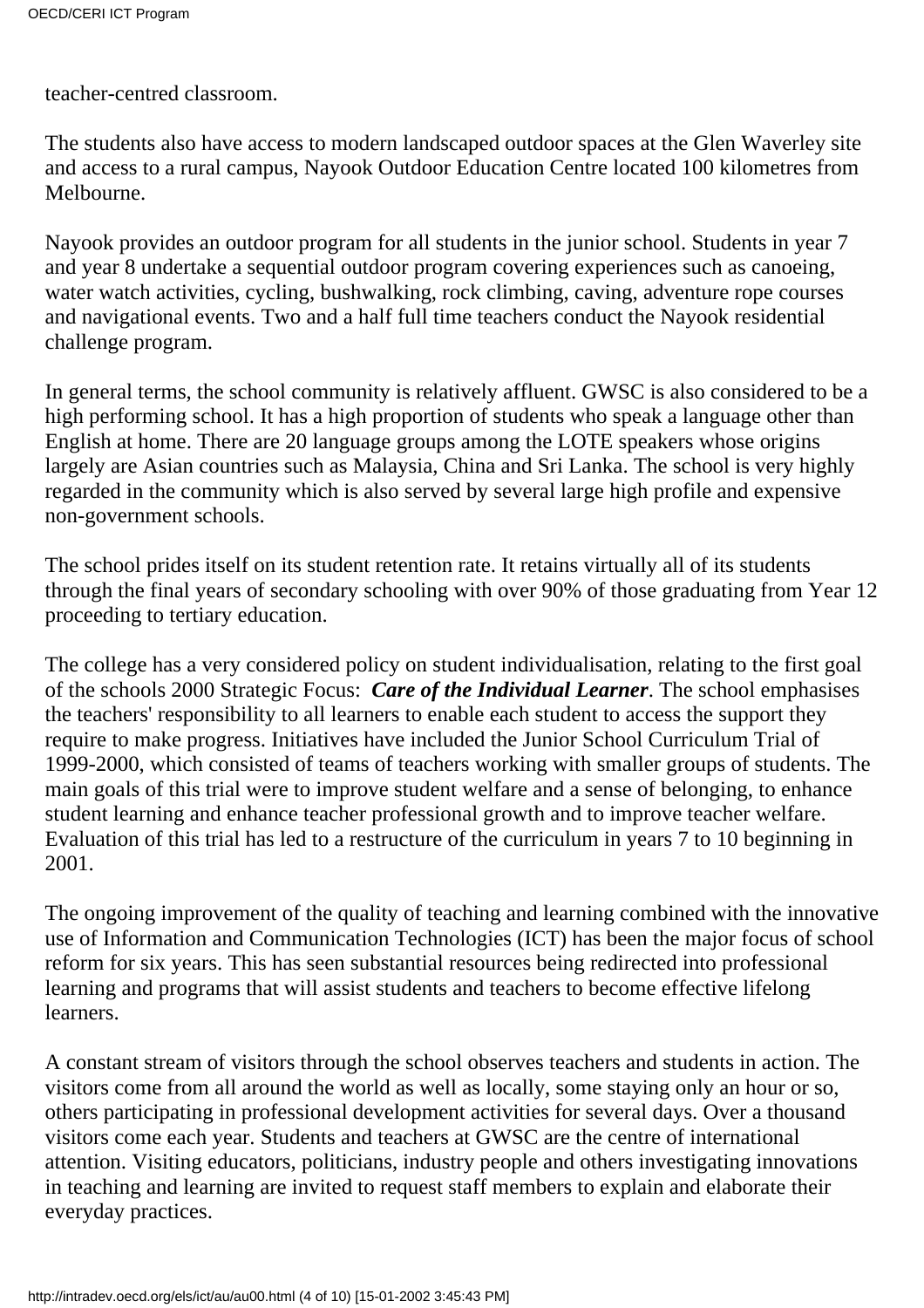teacher-centred classroom.

The students also have access to modern landscaped outdoor spaces at the Glen Waverley site and access to a rural campus, Nayook Outdoor Education Centre located 100 kilometres from Melbourne.

Nayook provides an outdoor program for all students in the junior school. Students in year 7 and year 8 undertake a sequential outdoor program covering experiences such as canoeing, water watch activities, cycling, bushwalking, rock climbing, caving, adventure rope courses and navigational events. Two and a half full time teachers conduct the Nayook residential challenge program.

In general terms, the school community is relatively affluent. GWSC is also considered to be a high performing school. It has a high proportion of students who speak a language other than English at home. There are 20 language groups among the LOTE speakers whose origins largely are Asian countries such as Malaysia, China and Sri Lanka. The school is very highly regarded in the community which is also served by several large high profile and expensive non-government schools.

The school prides itself on its student retention rate. It retains virtually all of its students through the final years of secondary schooling with over 90% of those graduating from Year 12 proceeding to tertiary education.

The college has a very considered policy on student individualisation, relating to the first goal of the schools 2000 Strategic Focus: ***Care of the Individual Learner***. The school emphasises the teachers' responsibility to all learners to enable each student to access the support they require to make progress. Initiatives have included the Junior School Curriculum Trial of 1999-2000, which consisted of teams of teachers working with smaller groups of students. The main goals of this trial were to improve student welfare and a sense of belonging, to enhance student learning and enhance teacher professional growth and to improve teacher welfare. Evaluation of this trial has led to a restructure of the curriculum in years 7 to 10 beginning in 2001.

The ongoing improvement of the quality of teaching and learning combined with the innovative use of Information and Communication Technologies (ICT) has been the major focus of school reform for six years. This has seen substantial resources being redirected into professional learning and programs that will assist students and teachers to become effective lifelong learners.

A constant stream of visitors through the school observes teachers and students in action. The visitors come from all around the world as well as locally, some staying only an hour or so, others participating in professional development activities for several days. Over a thousand visitors come each year. Students and teachers at GWSC are the centre of international attention. Visiting educators, politicians, industry people and others investigating innovations in teaching and learning are invited to request staff members to explain and elaborate their everyday practices.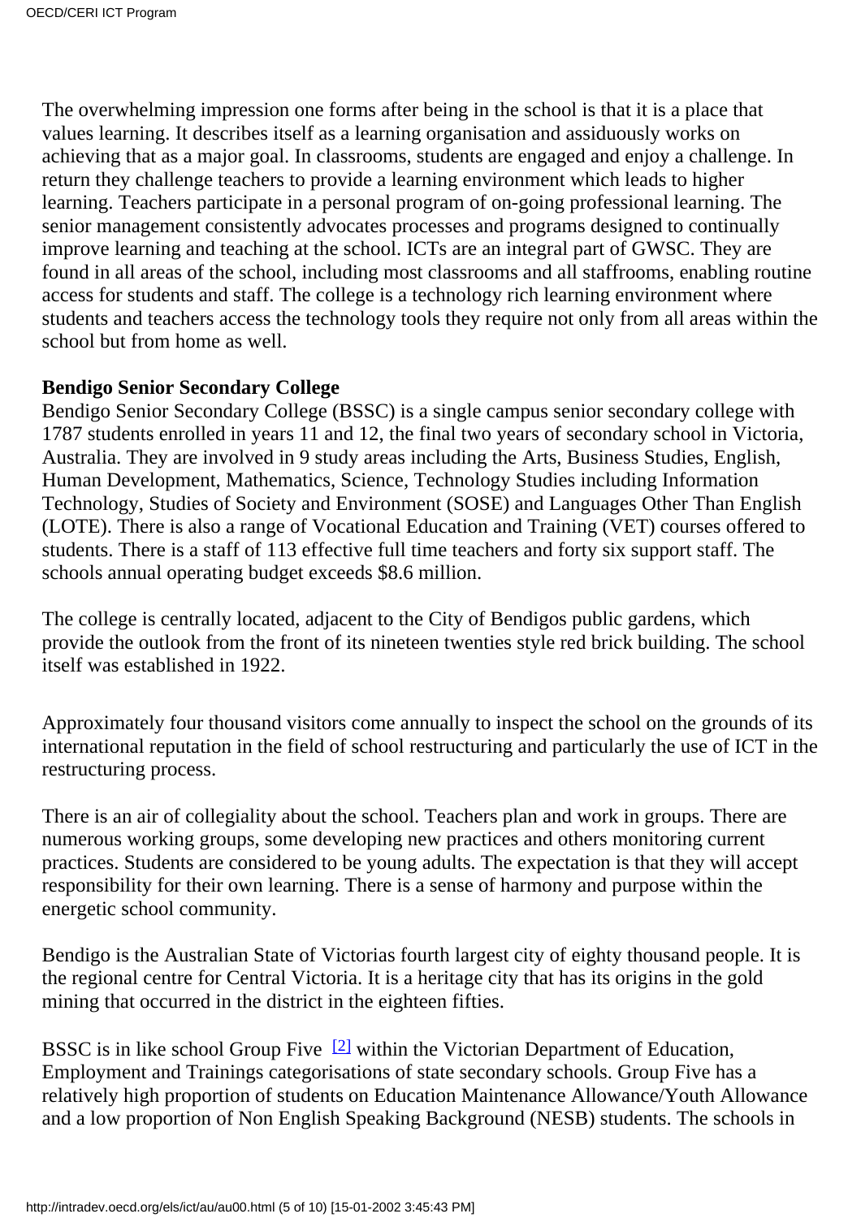The overwhelming impression one forms after being in the school is that it is a place that values learning. It describes itself as a learning organisation and assiduously works on achieving that as a major goal. In classrooms, students are engaged and enjoy a challenge. In return they challenge teachers to provide a learning environment which leads to higher learning. Teachers participate in a personal program of on-going professional learning. The senior management consistently advocates processes and programs designed to continually improve learning and teaching at the school. ICTs are an integral part of GWSC. They are found in all areas of the school, including most classrooms and all staffrooms, enabling routine access for students and staff. The college is a technology rich learning environment where students and teachers access the technology tools they require not only from all areas within the school but from home as well.

**Bendigo Senior Secondary College**
Bendigo Senior Secondary College (BSSC) is a single campus senior secondary college with 1787 students enrolled in years 11 and 12, the final two years of secondary school in Victoria, Australia. They are involved in 9 study areas including the Arts, Business Studies, English, Human Development, Mathematics, Science, Technology Studies including Information Technology, Studies of Society and Environment (SOSE) and Languages Other Than English (LOTE). There is also a range of Vocational Education and Training (VET) courses offered to students. There is a staff of 113 effective full time teachers and forty six support staff. The schools annual operating budget exceeds $8.6 million.

The college is centrally located, adjacent to the City of Bendigos public gardens, which provide the outlook from the front of its nineteen twenties style red brick building. The school itself was established in 1922.

Approximately four thousand visitors come annually to inspect the school on the grounds of its international reputation in the field of school restructuring and particularly the use of ICT in the restructuring process.

There is an air of collegiality about the school. Teachers plan and work in groups. There are numerous working groups, some developing new practices and others monitoring current practices. Students are considered to be young adults. The expectation is that they will accept responsibility for their own learning. There is a sense of harmony and purpose within the energetic school community.

Bendigo is the Australian State of Victorias fourth largest city of eighty thousand people. It is the regional centre for Central Victoria. It is a heritage city that has its origins in the gold mining that occurred in the district in the eighteen fifties.

BSSC is in like school Group Five [2] within the Victorian Department of Education, Employment and Trainings categorisations of state secondary schools. Group Five has a relatively high proportion of students on Education Maintenance Allowance/Youth Allowance and a low proportion of Non English Speaking Background (NESB) students. The schools in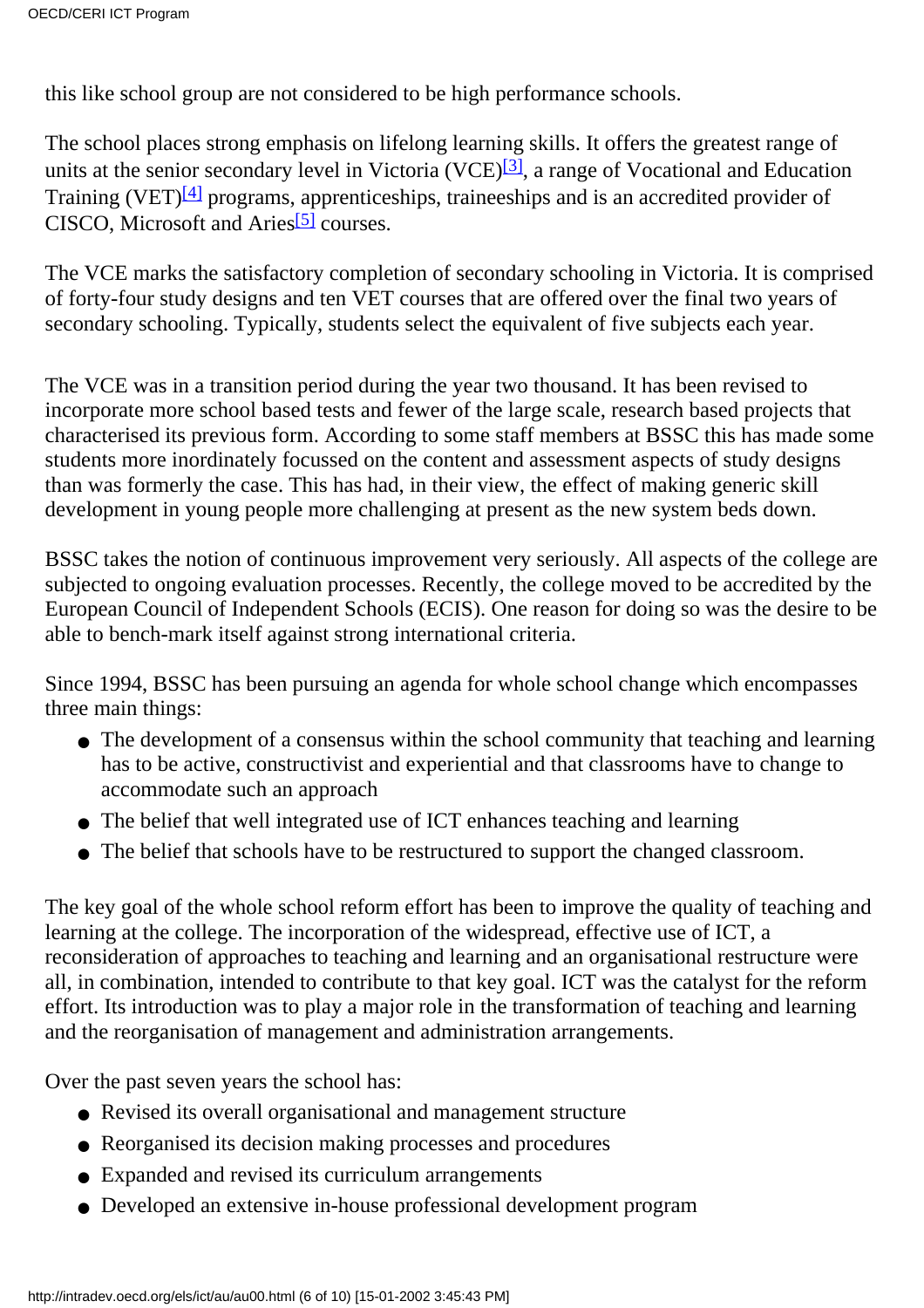this like school group are not considered to be high performance schools.

The school places strong emphasis on lifelong learning skills. It offers the greatest range of units at the senior secondary level in Victoria (VCE)[3], a range of Vocational and Education Training (VET)[4] programs, apprenticeships, traineeships and is an accredited provider of CISCO, Microsoft and Aries[5] courses.

The VCE marks the satisfactory completion of secondary schooling in Victoria. It is comprised of forty-four study designs and ten VET courses that are offered over the final two years of secondary schooling. Typically, students select the equivalent of five subjects each year.

The VCE was in a transition period during the year two thousand. It has been revised to incorporate more school based tests and fewer of the large scale, research based projects that characterised its previous form. According to some staff members at BSSC this has made some students more inordinately focussed on the content and assessment aspects of study designs than was formerly the case. This has had, in their view, the effect of making generic skill development in young people more challenging at present as the new system beds down.

BSSC takes the notion of continuous improvement very seriously. All aspects of the college are subjected to ongoing evaluation processes. Recently, the college moved to be accredited by the European Council of Independent Schools (ECIS). One reason for doing so was the desire to be able to bench-mark itself against strong international criteria.

Since 1994, BSSC has been pursuing an agenda for whole school change which encompasses three main things:

- The development of a consensus within the school community that teaching and learning has to be active, constructivist and experiential and that classrooms have to change to accommodate such an approach
- The belief that well integrated use of ICT enhances teaching and learning
- The belief that schools have to be restructured to support the changed classroom.

The key goal of the whole school reform effort has been to improve the quality of teaching and learning at the college. The incorporation of the widespread, effective use of ICT, a reconsideration of approaches to teaching and learning and an organisational restructure were all, in combination, intended to contribute to that key goal. ICT was the catalyst for the reform effort. Its introduction was to play a major role in the transformation of teaching and learning and the reorganisation of management and administration arrangements.

Over the past seven years the school has:

- Revised its overall organisational and management structure
- Reorganised its decision making processes and procedures
- Expanded and revised its curriculum arrangements
- Developed an extensive in-house professional development program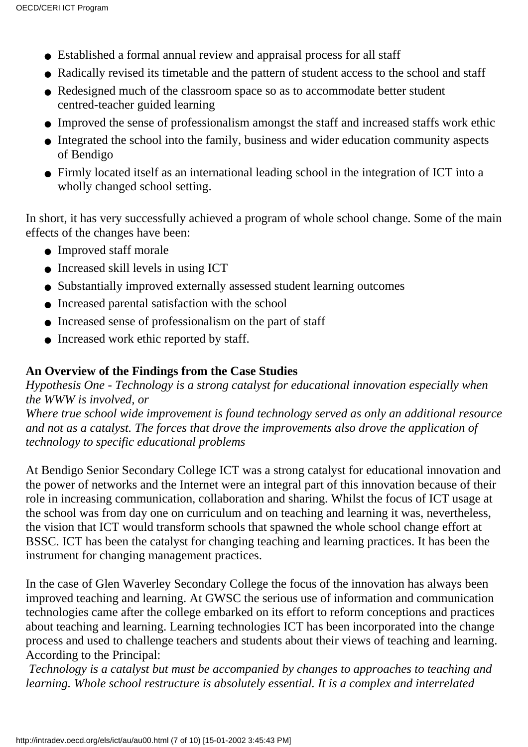- Established a formal annual review and appraisal process for all staff
- Radically revised its timetable and the pattern of student access to the school and staff
- Redesigned much of the classroom space so as to accommodate better student centred-teacher guided learning
- Improved the sense of professionalism amongst the staff and increased staffs work ethic
- Integrated the school into the family, business and wider education community aspects of Bendigo
- Firmly located itself as an international leading school in the integration of ICT into a wholly changed school setting.

In short, it has very successfully achieved a program of whole school change. Some of the main effects of the changes have been:

- Improved staff morale
- Increased skill levels in using ICT
- Substantially improved externally assessed student learning outcomes
- Increased parental satisfaction with the school
- Increased sense of professionalism on the part of staff
- Increased work ethic reported by staff.

**An Overview of the Findings from the Case Studies**

*Hypothesis One - Technology is a strong catalyst for educational innovation especially when the WWW is involved, or*
*Where true school wide improvement is found technology served as only an additional resource and not as a catalyst. The forces that drove the improvements also drove the application of technology to specific educational problems*

At Bendigo Senior Secondary College ICT was a strong catalyst for educational innovation and the power of networks and the Internet were an integral part of this innovation because of their role in increasing communication, collaboration and sharing. Whilst the focus of ICT usage at the school was from day one on curriculum and on teaching and learning it was, nevertheless, the vision that ICT would transform schools that spawned the whole school change effort at BSSC. ICT has been the catalyst for changing teaching and learning practices. It has been the instrument for changing management practices.

In the case of Glen Waverley Secondary College the focus of the innovation has always been improved teaching and learning. At GWSC the serious use of information and communication technologies came after the college embarked on its effort to reform conceptions and practices about teaching and learning. Learning technologies ICT has been incorporated into the change process and used to challenge teachers and students about their views of teaching and learning. According to the Principal:

*Technology is a catalyst but must be accompanied by changes to approaches to teaching and learning. Whole school restructure is absolutely essential. It is a complex and interrelated*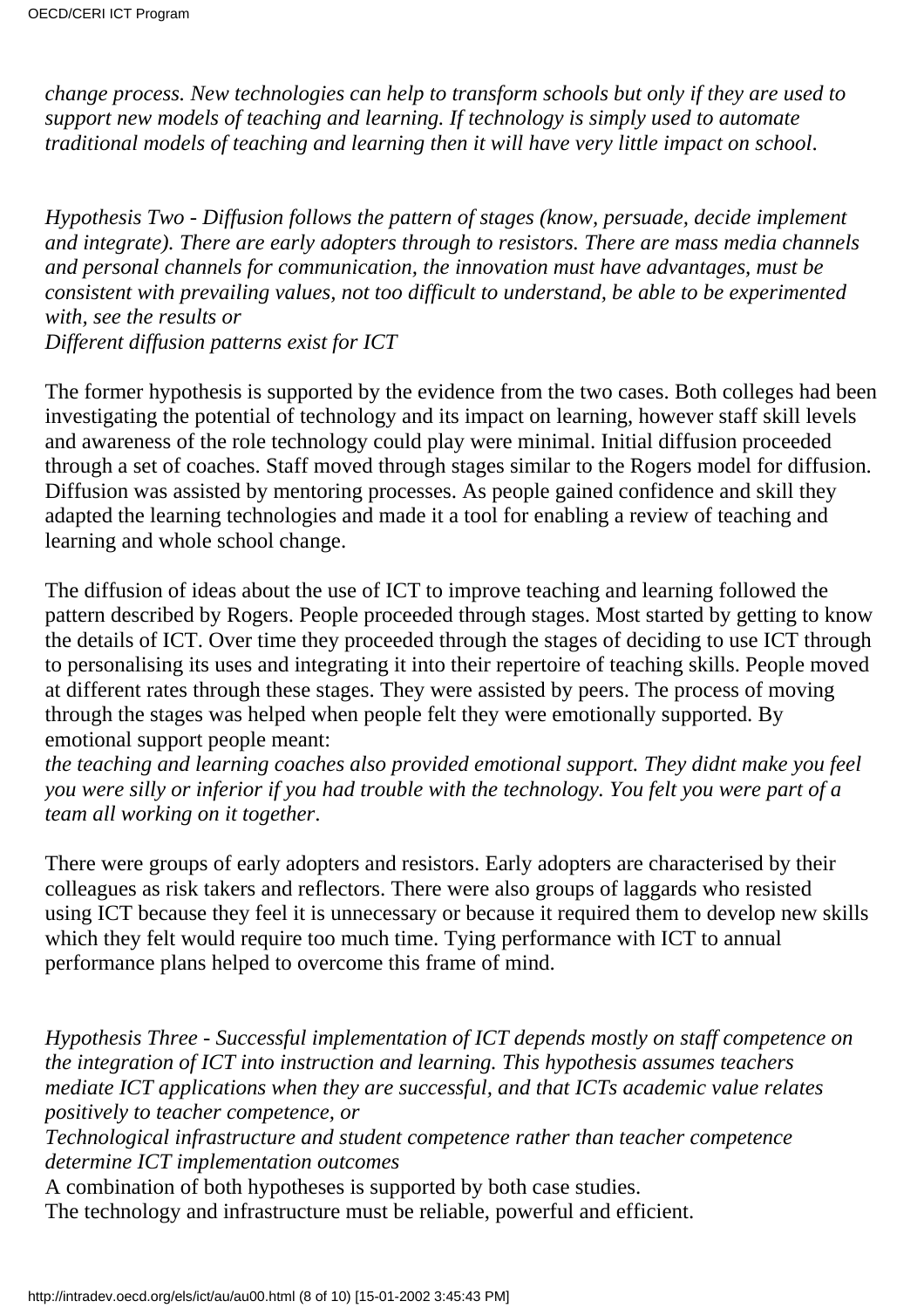*change process. New technologies can help to transform schools but only if they are used to support new models of teaching and learning. If technology is simply used to automate traditional models of teaching and learning then it will have very little impact on school*.

*Hypothesis Two - Diffusion follows the pattern of stages (know, persuade, decide implement and integrate). There are early adopters through to resistors. There are mass media channels and personal channels for communication, the innovation must have advantages, must be consistent with prevailing values, not too difficult to understand, be able to be experimented with, see the results or*
*Different diffusion patterns exist for ICT*

The former hypothesis is supported by the evidence from the two cases. Both colleges had been investigating the potential of technology and its impact on learning, however staff skill levels and awareness of the role technology could play were minimal. Initial diffusion proceeded through a set of coaches. Staff moved through stages similar to the Rogers model for diffusion. Diffusion was assisted by mentoring processes. As people gained confidence and skill they adapted the learning technologies and made it a tool for enabling a review of teaching and learning and whole school change.

The diffusion of ideas about the use of ICT to improve teaching and learning followed the pattern described by Rogers. People proceeded through stages. Most started by getting to know the details of ICT. Over time they proceeded through the stages of deciding to use ICT through to personalising its uses and integrating it into their repertoire of teaching skills. People moved at different rates through these stages. They were assisted by peers. The process of moving through the stages was helped when people felt they were emotionally supported. By emotional support people meant:
*the teaching and learning coaches also provided emotional support. They didnt make you feel you were silly or inferior if you had trouble with the technology. You felt you were part of a team all working on it together*.

There were groups of early adopters and resistors. Early adopters are characterised by their colleagues as risk takers and reflectors. There were also groups of laggards who resisted using ICT because they feel it is unnecessary or because it required them to develop new skills which they felt would require too much time. Tying performance with ICT to annual performance plans helped to overcome this frame of mind.

*Hypothesis Three - Successful implementation of ICT depends mostly on staff competence on the integration of ICT into instruction and learning. This hypothesis assumes teachers mediate ICT applications when they are successful, and that ICTs academic value relates positively to teacher competence, or*
*Technological infrastructure and student competence rather than teacher competence determine ICT implementation outcomes*
A combination of both hypotheses is supported by both case studies.
The technology and infrastructure must be reliable, powerful and efficient.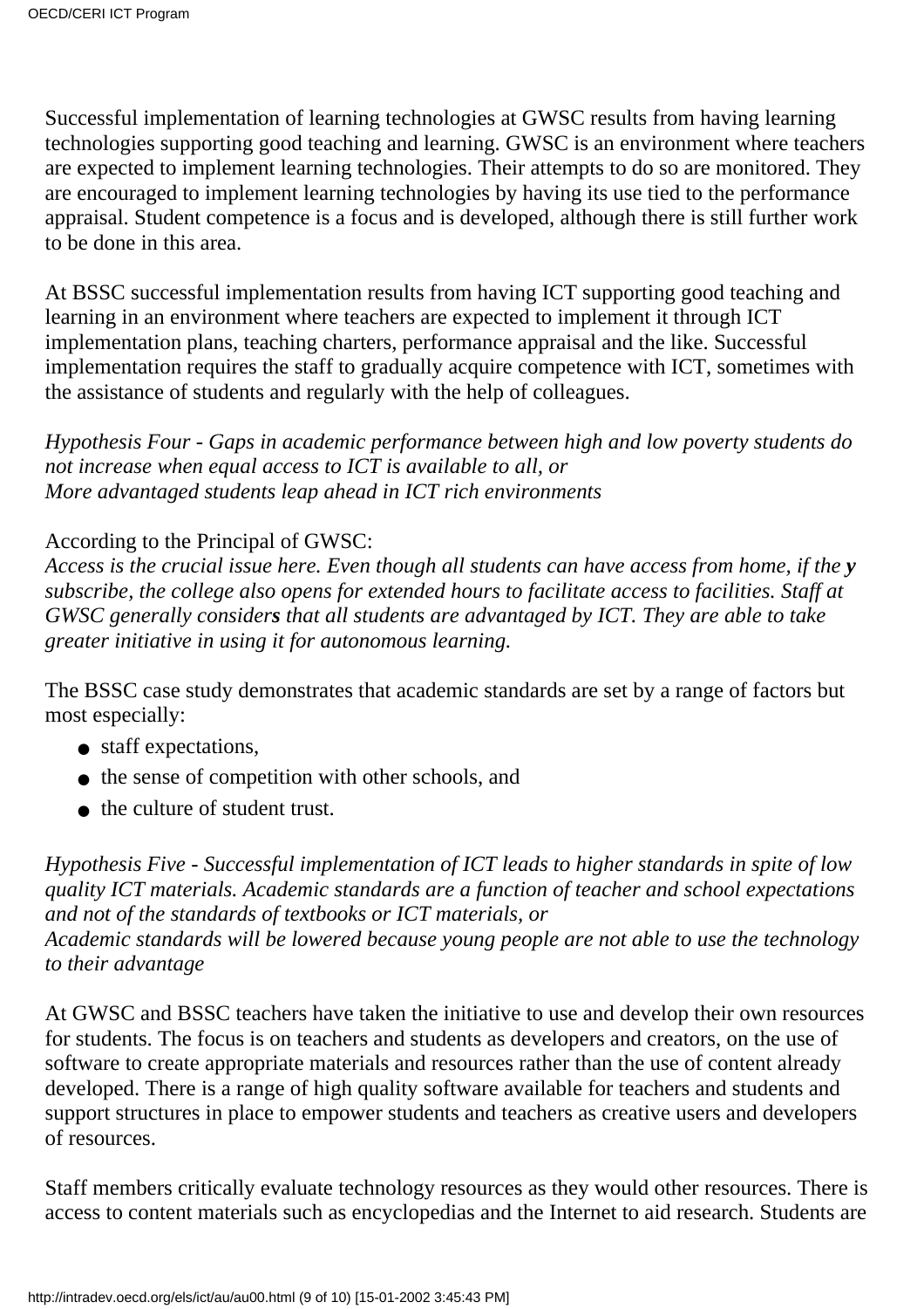Successful implementation of learning technologies at GWSC results from having learning technologies supporting good teaching and learning. GWSC is an environment where teachers are expected to implement learning technologies. Their attempts to do so are monitored. They are encouraged to implement learning technologies by having its use tied to the performance appraisal. Student competence is a focus and is developed, although there is still further work to be done in this area.

At BSSC successful implementation results from having ICT supporting good teaching and learning in an environment where teachers are expected to implement it through ICT implementation plans, teaching charters, performance appraisal and the like. Successful implementation requires the staff to gradually acquire competence with ICT, sometimes with the assistance of students and regularly with the help of colleagues.

*Hypothesis Four - Gaps in academic performance between high and low poverty students do not increase when equal access to ICT is available to all, or*
*More advantaged students leap ahead in ICT rich environments*

According to the Principal of GWSC:
*Access is the crucial issue here. Even though all students can have access from home, if they subscribe, the college also opens for extended hours to facilitate access to facilities. Staff at GWSC generally considers that all students are advantaged by ICT. They are able to take greater initiative in using it for autonomous learning.*

The BSSC case study demonstrates that academic standards are set by a range of factors but most especially:

- staff expectations,
- the sense of competition with other schools, and
- the culture of student trust.

*Hypothesis Five - Successful implementation of ICT leads to higher standards in spite of low quality ICT materials. Academic standards are a function of teacher and school expectations and not of the standards of textbooks or ICT materials, or*
*Academic standards will be lowered because young people are not able to use the technology to their advantage*

At GWSC and BSSC teachers have taken the initiative to use and develop their own resources for students. The focus is on teachers and students as developers and creators, on the use of software to create appropriate materials and resources rather than the use of content already developed. There is a range of high quality software available for teachers and students and support structures in place to empower students and teachers as creative users and developers of resources.

Staff members critically evaluate technology resources as they would other resources. There is access to content materials such as encyclopedias and the Internet to aid research. Students are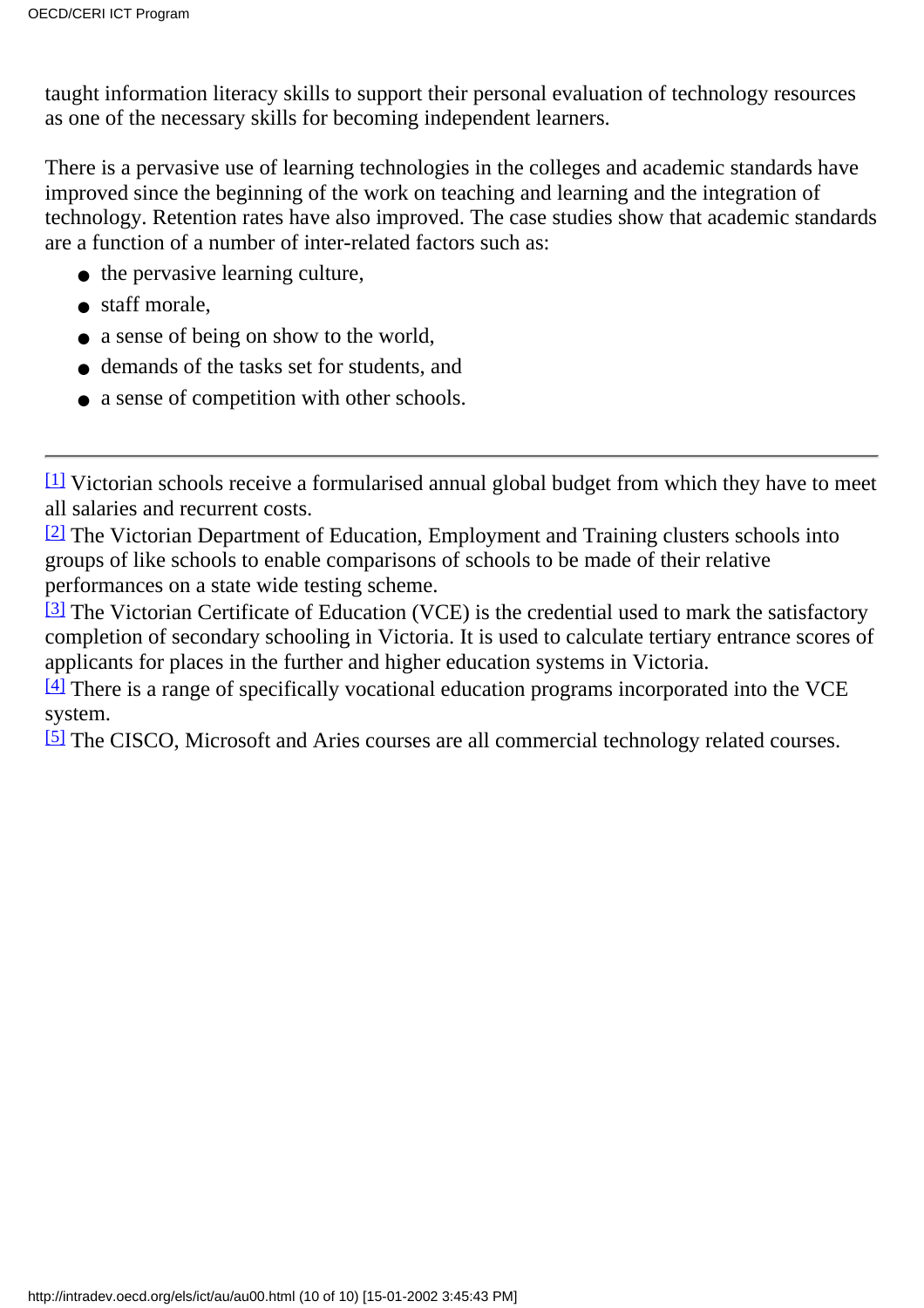taught information literacy skills to support their personal evaluation of technology resources as one of the necessary skills for becoming independent learners.

There is a pervasive use of learning technologies in the colleges and academic standards have improved since the beginning of the work on teaching and learning and the integration of technology. Retention rates have also improved. The case studies show that academic standards are a function of a number of inter-related factors such as:

- the pervasive learning culture,
- staff morale,
- a sense of being on show to the world,
- demands of the tasks set for students, and
- a sense of competition with other schools.

---

[1] Victorian schools receive a formularised annual global budget from which they have to meet all salaries and recurrent costs.

[2] The Victorian Department of Education, Employment and Training clusters schools into groups of like schools to enable comparisons of schools to be made of their relative performances on a state wide testing scheme.

[3] The Victorian Certificate of Education (VCE) is the credential used to mark the satisfactory completion of secondary schooling in Victoria. It is used to calculate tertiary entrance scores of applicants for places in the further and higher education systems in Victoria.

[4] There is a range of specifically vocational education programs incorporated into the VCE system.

[5] The CISCO, Microsoft and Aries courses are all commercial technology related courses.